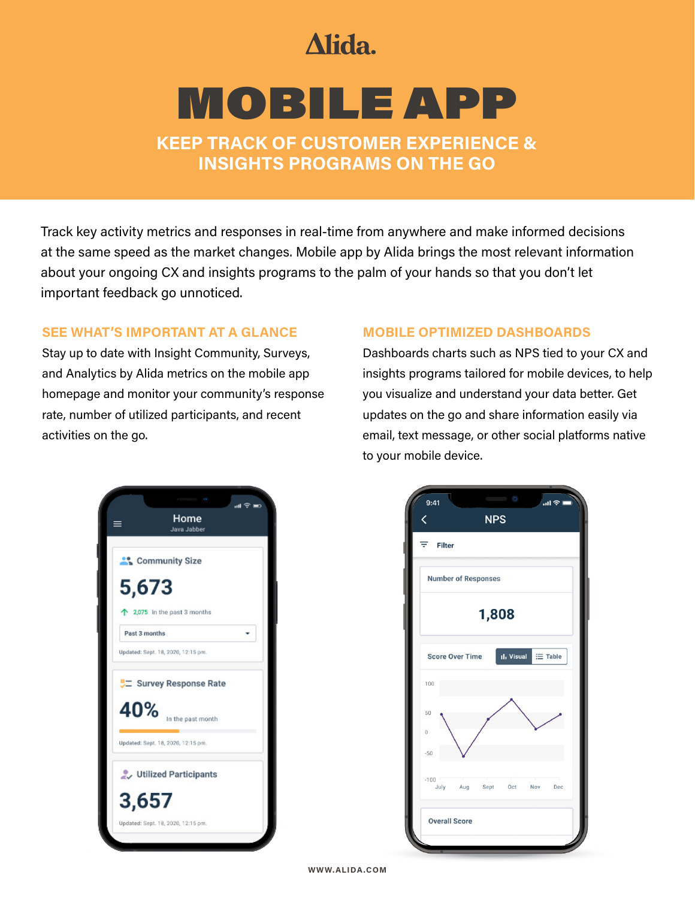Alida.

# MOBILE APP

## KEEP TRACK OF CUSTOMER EXPERIENCE & INSIGHTS PROGRAMS ON THE GO

Track key activity metrics and responses in real-time from anywhere and make informed decisions at the same speed as the market changes. Mobile app by Alida brings the most relevant information about your ongoing CX and insights programs to the palm of your hands so that you don't let important feedback go unnoticed.

### SEE WHAT'S IMPORTANT AT A GLANCE

Stay up to date with Insight Community, Surveys, and Analytics by Alida metrics on the mobile app homepage and monitor your community's response rate, number of utilized participants, and recent activities on the go.

### MOBILE OPTIMIZED DASHBOARDS

Dashboards charts such as NPS tied to your CX and insights programs tailored for mobile devices, to help you visualize and understand your data better. Get updates on the go and share information easily via email, text message, or other social platforms native to your mobile device.

Home
Java Jabber

Community Size
5,673
2,075 In the past 3 months
Past 3 months
Updated: Sept. 18, 2020, 12:15 pm.

Survey Response Rate
40% In the past month
Updated: Sept. 18, 2020, 12:15 pm.

Utilized Participants
3,657
Updated: Sept. 18, 2020, 12:15 pm.

9:41
NPS
Filter

Number of Responses
1,808

Score Over Time
Visual | Table

Overall Score

WWW.ALIDA.COM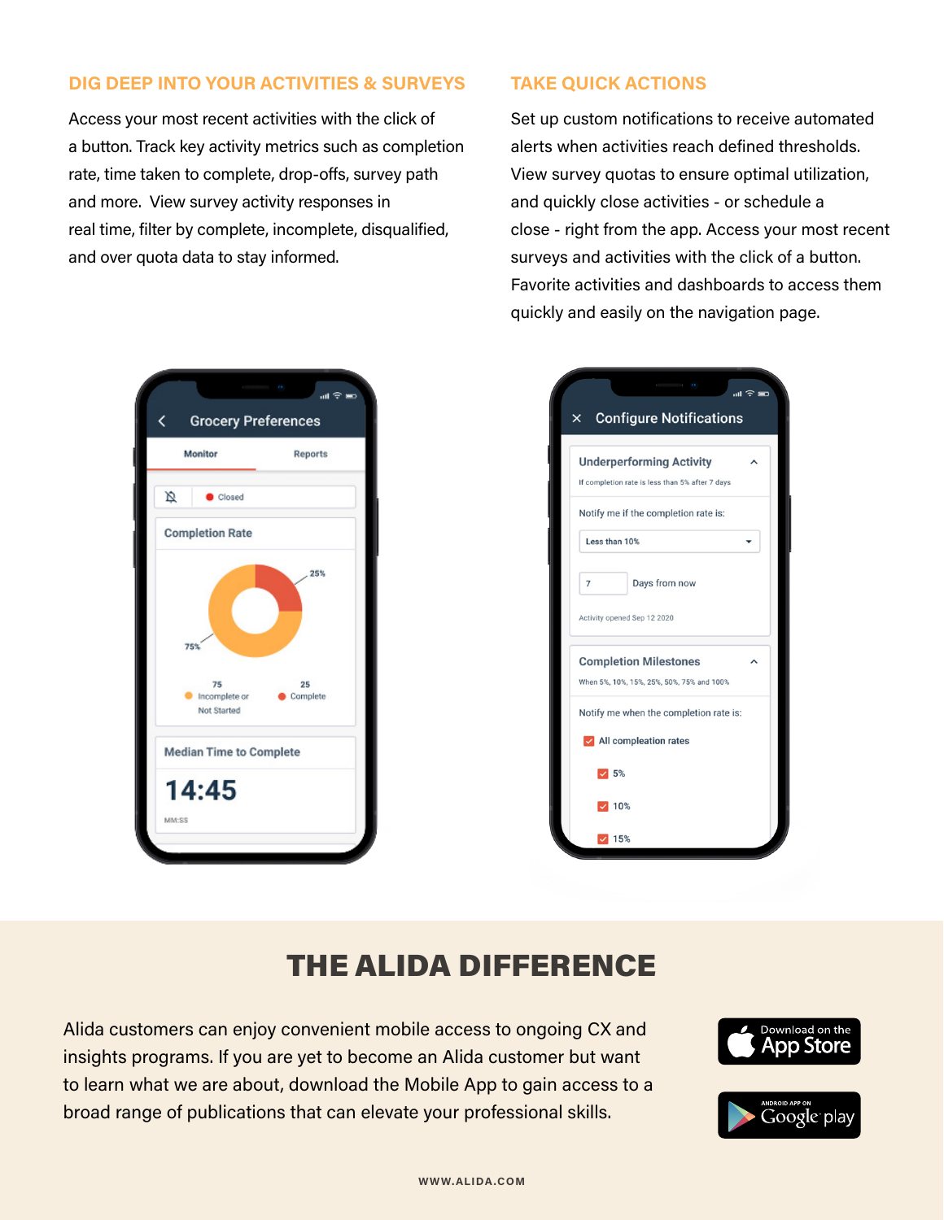## DIG DEEP INTO YOUR ACTIVITIES & SURVEYS

Access your most recent activities with the click of a button. Track key activity metrics such as completion rate, time taken to complete, drop-offs, survey path and more. View survey activity responses in real time, filter by complete, incomplete, disqualified, and over quota data to stay informed.

## TAKE QUICK ACTIONS

Set up custom notifications to receive automated alerts when activities reach defined thresholds. View survey quotas to ensure optimal utilization, and quickly close activities - or schedule a close - right from the app. Access your most recent surveys and activities with the click of a button. Favorite activities and dashboards to access them quickly and easily on the navigation page.

# THE ALIDA DIFFERENCE

Alida customers can enjoy convenient mobile access to ongoing CX and insights programs. If you are yet to become an Alida customer but want to learn what we are about, download the Mobile App to gain access to a broad range of publications that can elevate your professional skills.

Download on the App Store

Android App on Google play

WWW.ALIDA.COM